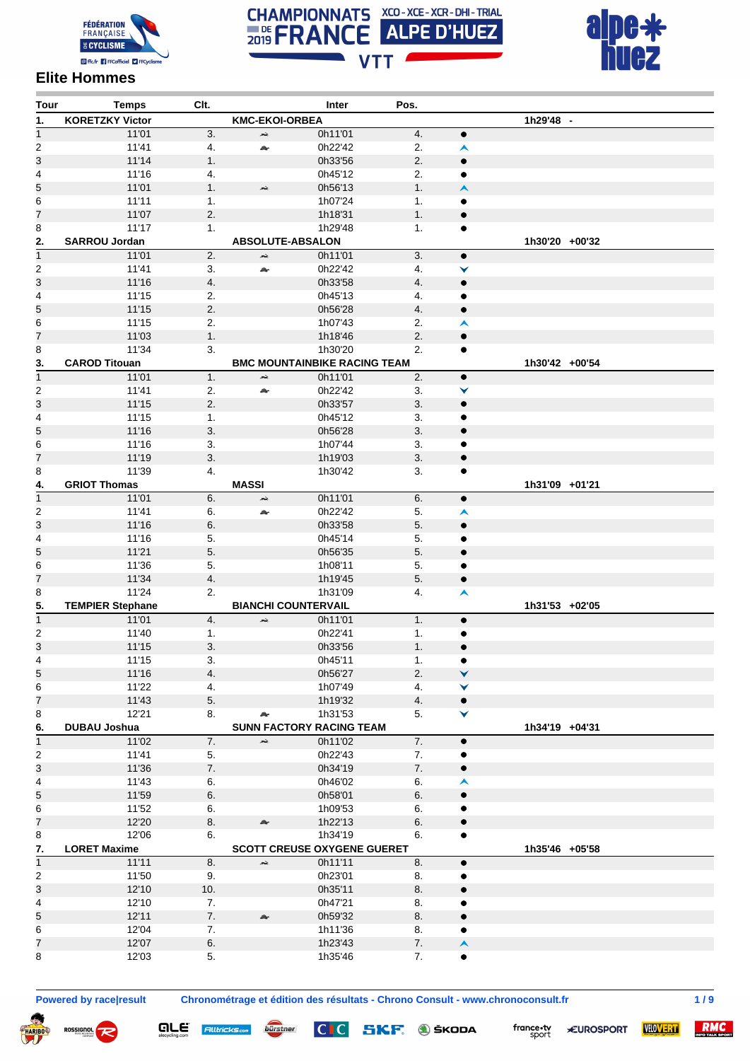# CHAMPIONNATS DE FRANCE 2019 XCO - XCE - XCR - DHI - TRIAL ALPE D'HUEZ VTT

## Elite Hommes

| Tour | Temps | Clt. | | Inter | Pos. | | | |
|---|---|---|---|---|---|---|---|---|
| **1.** | **KORETZKY Victor** | | **KMC-EKOI-ORBEA** | | | | **1h29'48** | **-** |
| 1 | 11'01 | 3. | | 0h11'01 | 4. | ● | | |
| 2 | 11'41 | 4. | | 0h22'42 | 2. | ▲ | | |
| 3 | 11'14 | 1. | | 0h33'56 | 2. | ● | | |
| 4 | 11'16 | 4. | | 0h45'12 | 2. | ● | | |
| 5 | 11'01 | 1. | | 0h56'13 | 1. | ▲ | | |
| 6 | 11'11 | 1. | | 1h07'24 | 1. | ● | | |
| 7 | 11'07 | 2. | | 1h18'31 | 1. | ● | | |
| 8 | 11'17 | 1. | | 1h29'48 | 1. | ● | | |
| **2.** | **SARROU Jordan** | | **ABSOLUTE-ABSALON** | | | | **1h30'20** | **+00'32** |
| 1 | 11'01 | 2. | | 0h11'01 | 3. | ● | | |
| 2 | 11'41 | 3. | | 0h22'42 | 4. | ▼ | | |
| 3 | 11'16 | 4. | | 0h33'58 | 4. | ● | | |
| 4 | 11'15 | 2. | | 0h45'13 | 4. | ● | | |
| 5 | 11'15 | 2. | | 0h56'28 | 4. | ● | | |
| 6 | 11'15 | 2. | | 1h07'43 | 2. | ▲ | | |
| 7 | 11'03 | 1. | | 1h18'46 | 2. | ● | | |
| 8 | 11'34 | 3. | | 1h30'20 | 2. | ● | | |
| **3.** | **CAROD Titouan** | | **BMC MOUNTAINBIKE RACING TEAM** | | | | **1h30'42** | **+00'54** |
| 1 | 11'01 | 1. | | 0h11'01 | 2. | ● | | |
| 2 | 11'41 | 2. | | 0h22'42 | 3. | ▼ | | |
| 3 | 11'15 | 2. | | 0h33'57 | 3. | ● | | |
| 4 | 11'15 | 1. | | 0h45'12 | 3. | ● | | |
| 5 | 11'16 | 3. | | 0h56'28 | 3. | ● | | |
| 6 | 11'16 | 3. | | 1h07'44 | 3. | ● | | |
| 7 | 11'19 | 3. | | 1h19'03 | 3. | ● | | |
| 8 | 11'39 | 4. | | 1h30'42 | 3. | ● | | |
| **4.** | **GRIOT Thomas** | | **MASSI** | | | | **1h31'09** | **+01'21** |
| 1 | 11'01 | 6. | | 0h11'01 | 6. | ● | | |
| 2 | 11'41 | 6. | | 0h22'42 | 5. | ▲ | | |
| 3 | 11'16 | 6. | | 0h33'58 | 5. | ● | | |
| 4 | 11'16 | 5. | | 0h45'14 | 5. | ● | | |
| 5 | 11'21 | 5. | | 0h56'35 | 5. | ● | | |
| 6 | 11'36 | 5. | | 1h08'11 | 5. | ● | | |
| 7 | 11'34 | 4. | | 1h19'45 | 5. | ● | | |
| 8 | 11'24 | 2. | | 1h31'09 | 4. | ▲ | | |
| **5.** | **TEMPIER Stephane** | | **BIANCHI COUNTERVAIL** | | | | **1h31'53** | **+02'05** |
| 1 | 11'01 | 4. | | 0h11'01 | 1. | ● | | |
| 2 | 11'40 | 1. | | 0h22'41 | 1. | ● | | |
| 3 | 11'15 | 3. | | 0h33'56 | 1. | ● | | |
| 4 | 11'15 | 3. | | 0h45'11 | 1. | ● | | |
| 5 | 11'16 | 4. | | 0h56'27 | 2. | ▼ | | |
| 6 | 11'22 | 4. | | 1h07'49 | 4. | ▼ | | |
| 7 | 11'43 | 5. | | 1h19'32 | 4. | ● | | |
| 8 | 12'21 | 8. | | 1h31'53 | 5. | ▼ | | |
| **6.** | **DUBAU Joshua** | | **SUNN FACTORY RACING TEAM** | | | | **1h34'19** | **+04'31** |
| 1 | 11'02 | 7. | | 0h11'02 | 7. | ● | | |
| 2 | 11'41 | 5. | | 0h22'43 | 7. | ● | | |
| 3 | 11'36 | 7. | | 0h34'19 | 7. | ● | | |
| 4 | 11'43 | 6. | | 0h46'02 | 6. | ▲ | | |
| 5 | 11'59 | 6. | | 0h58'01 | 6. | ● | | |
| 6 | 11'52 | 6. | | 1h09'53 | 6. | ● | | |
| 7 | 12'20 | 8. | | 1h22'13 | 6. | ● | | |
| 8 | 12'06 | 6. | | 1h34'19 | 6. | ● | | |
| **7.** | **LORET Maxime** | | **SCOTT CREUSE OXYGENE GUERET** | | | | **1h35'46** | **+05'58** |
| 1 | 11'11 | 8. | | 0h11'11 | 8. | ● | | |
| 2 | 11'50 | 9. | | 0h23'01 | 8. | ● | | |
| 3 | 12'10 | 10. | | 0h35'11 | 8. | ● | | |
| 4 | 12'10 | 7. | | 0h47'21 | 8. | ● | | |
| 5 | 12'11 | 7. | | 0h59'32 | 8. | ● | | |
| 6 | 12'04 | 7. | | 1h11'36 | 8. | ● | | |
| 7 | 12'07 | 6. | | 1h23'43 | 7. | ▲ | | |
| 8 | 12'03 | 5. | | 1h35'46 | 7. | ● | | |

Powered by race|result — Chronométrage et édition des résultats - Chrono Consult - www.chronoconsult.fr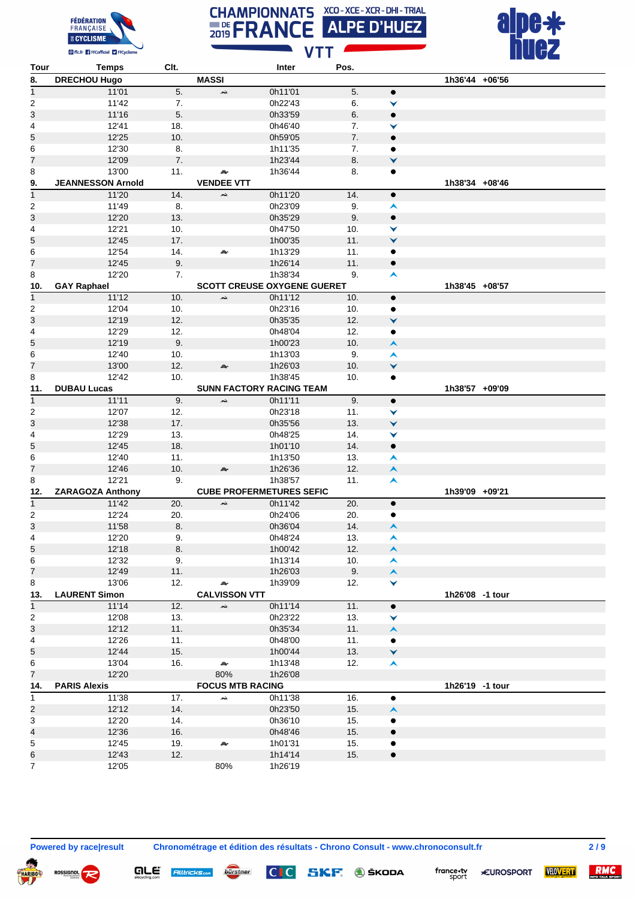| Tour | Temps | Clt. | | Inter | Pos. | | |
|---|---|---|---|---|---|---|---|
| **8.** | **DRECHOU Hugo** | | **MASSI** | | | | **1h36'44 +06'56** |
| 1 | 11'01 | 5. | | 0h11'01 | 5. | ● | |
| 2 | 11'42 | 7. | | 0h22'43 | 6. | ⌄ | |
| 3 | 11'16 | 5. | | 0h33'59 | 6. | ● | |
| 4 | 12'41 | 18. | | 0h46'40 | 7. | ⌄ | |
| 5 | 12'25 | 10. | | 0h59'05 | 7. | ● | |
| 6 | 12'30 | 8. | | 1h11'35 | 7. | ● | |
| 7 | 12'09 | 7. | | 1h23'44 | 8. | ⌄ | |
| 8 | 13'00 | 11. | | 1h36'44 | 8. | ● | |
| **9.** | **JEANNESSON Arnold** | | **VENDEE VTT** | | | | **1h38'34 +08'46** |
| 1 | 11'20 | 14. | | 0h11'20 | 14. | ● | |
| 2 | 11'49 | 8. | | 0h23'09 | 9. | ⌃ | |
| 3 | 12'20 | 13. | | 0h35'29 | 9. | ● | |
| 4 | 12'21 | 10. | | 0h47'50 | 10. | ⌄ | |
| 5 | 12'45 | 17. | | 1h00'35 | 11. | ⌄ | |
| 6 | 12'54 | 14. | | 1h13'29 | 11. | ● | |
| 7 | 12'45 | 9. | | 1h26'14 | 11. | ● | |
| 8 | 12'20 | 7. | | 1h38'34 | 9. | ⌃ | |
| **10.** | **GAY Raphael** | | **SCOTT CREUSE OXYGENE GUERET** | | | | **1h38'45 +08'57** |
| 1 | 11'12 | 10. | | 0h11'12 | 10. | ● | |
| 2 | 12'04 | 10. | | 0h23'16 | 10. | ● | |
| 3 | 12'19 | 12. | | 0h35'35 | 12. | ⌄ | |
| 4 | 12'29 | 12. | | 0h48'04 | 12. | ● | |
| 5 | 12'19 | 9. | | 1h00'23 | 10. | ⌃ | |
| 6 | 12'40 | 10. | | 1h13'03 | 9. | ⌃ | |
| 7 | 13'00 | 12. | | 1h26'03 | 10. | ⌄ | |
| 8 | 12'42 | 10. | | 1h38'45 | 10. | ● | |
| **11.** | **DUBAU Lucas** | | **SUNN FACTORY RACING TEAM** | | | | **1h38'57 +09'09** |
| 1 | 11'11 | 9. | | 0h11'11 | 9. | ● | |
| 2 | 12'07 | 12. | | 0h23'18 | 11. | ⌄ | |
| 3 | 12'38 | 17. | | 0h35'56 | 13. | ⌄ | |
| 4 | 12'29 | 13. | | 0h48'25 | 14. | ⌄ | |
| 5 | 12'45 | 18. | | 1h01'10 | 14. | ● | |
| 6 | 12'40 | 11. | | 1h13'50 | 13. | ⌃ | |
| 7 | 12'46 | 10. | | 1h26'36 | 12. | ⌃ | |
| 8 | 12'21 | 9. | | 1h38'57 | 11. | ⌃ | |
| **12.** | **ZARAGOZA Anthony** | | **CUBE PROFERMETURES SEFIC** | | | | **1h39'09 +09'21** |
| 1 | 11'42 | 20. | | 0h11'42 | 20. | ● | |
| 2 | 12'24 | 20. | | 0h24'06 | 20. | ● | |
| 3 | 11'58 | 8. | | 0h36'04 | 14. | ⌃ | |
| 4 | 12'20 | 9. | | 0h48'24 | 13. | ⌃ | |
| 5 | 12'18 | 8. | | 1h00'42 | 12. | ⌃ | |
| 6 | 12'32 | 9. | | 1h13'14 | 10. | ⌃ | |
| 7 | 12'49 | 11. | | 1h26'03 | 9. | ⌃ | |
| 8 | 13'06 | 12. | | 1h39'09 | 12. | ⌄ | |
| **13.** | **LAURENT Simon** | | **CALVISSON VTT** | | | | **1h26'08 -1 tour** |
| 1 | 11'14 | 12. | | 0h11'14 | 11. | ● | |
| 2 | 12'08 | 13. | | 0h23'22 | 13. | ⌄ | |
| 3 | 12'12 | 11. | | 0h35'34 | 11. | ⌃ | |
| 4 | 12'26 | 11. | | 0h48'00 | 11. | ● | |
| 5 | 12'44 | 15. | | 1h00'44 | 13. | ⌄ | |
| 6 | 13'04 | 16. | | 1h13'48 | 12. | ⌃ | |
| 7 | 12'20 | | 80% | 1h26'08 | | | |
| **14.** | **PARIS Alexis** | | **FOCUS MTB RACING** | | | | **1h26'19 -1 tour** |
| 1 | 11'38 | 17. | | 0h11'38 | 16. | ● | |
| 2 | 12'12 | 14. | | 0h23'50 | 15. | ⌃ | |
| 3 | 12'20 | 14. | | 0h36'10 | 15. | ● | |
| 4 | 12'36 | 16. | | 0h48'46 | 15. | ● | |
| 5 | 12'45 | 19. | | 1h01'31 | 15. | ● | |
| 6 | 12'43 | 12. | | 1h14'14 | 15. | ● | |
| 7 | 12'05 | | 80% | 1h26'19 | | | |

Powered by race|result — Chronométrage et édition des résultats - Chrono Consult - www.chronoconsult.fr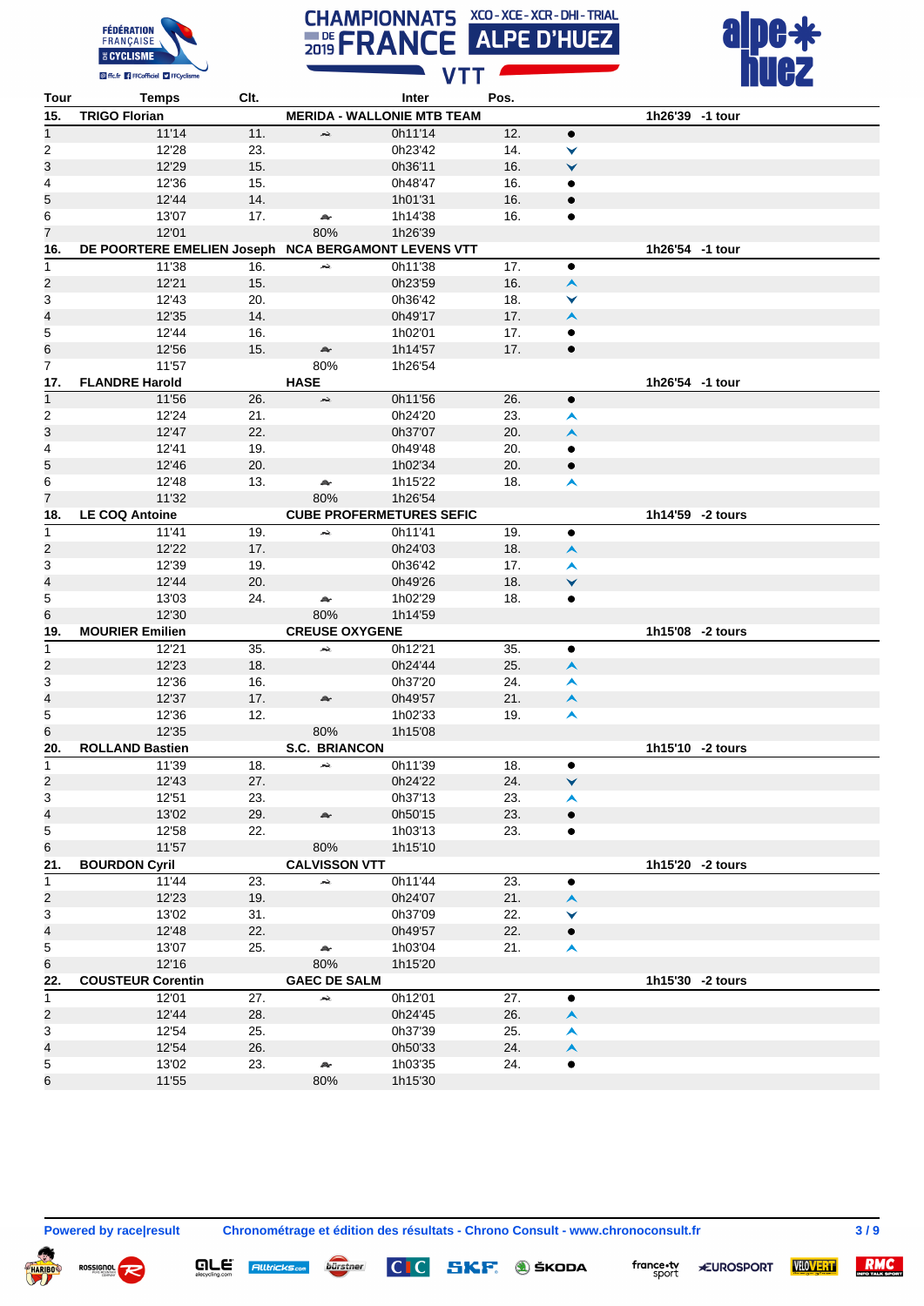# CHAMPIONNATS DE FRANCE 2019 VTT

XCO - XCE - XCR - DHI - TRIAL

ALPE D'HUEZ

| Tour | Temps | Clt. | | Inter | Pos. | | |
|---|---|---|---|---|---|---|---|
| **15.** | **TRIGO Florian** | | **MERIDA - WALLONIE MTB TEAM** | | | | **1h26'39 -1 tour** |
| 1 | 11'14 | 11. | | 0h11'14 | 12. | ● | |
| 2 | 12'28 | 23. | | 0h23'42 | 14. | ⌄ | |
| 3 | 12'29 | 15. | | 0h36'11 | 16. | ⌄ | |
| 4 | 12'36 | 15. | | 0h48'47 | 16. | ● | |
| 5 | 12'44 | 14. | | 1h01'31 | 16. | ● | |
| 6 | 13'07 | 17. | | 1h14'38 | 16. | ● | |
| 7 | 12'01 | | 80% | 1h26'39 | | | |
| **16.** | **DE POORTERE EMELIEN Joseph** | | **NCA BERGAMONT LEVENS VTT** | | | | **1h26'54 -1 tour** |
| 1 | 11'38 | 16. | | 0h11'38 | 17. | ● | |
| 2 | 12'21 | 15. | | 0h23'59 | 16. | ⌃ | |
| 3 | 12'43 | 20. | | 0h36'42 | 18. | ⌄ | |
| 4 | 12'35 | 14. | | 0h49'17 | 17. | ⌃ | |
| 5 | 12'44 | 16. | | 1h02'01 | 17. | ● | |
| 6 | 12'56 | 15. | | 1h14'57 | 17. | ● | |
| 7 | 11'57 | | 80% | 1h26'54 | | | |
| **17.** | **FLANDRE Harold** | | **HASE** | | | | **1h26'54 -1 tour** |
| 1 | 11'56 | 26. | | 0h11'56 | 26. | ● | |
| 2 | 12'24 | 21. | | 0h24'20 | 23. | ⌃ | |
| 3 | 12'47 | 22. | | 0h37'07 | 20. | ⌃ | |
| 4 | 12'41 | 19. | | 0h49'48 | 20. | ● | |
| 5 | 12'46 | 20. | | 1h02'34 | 20. | ● | |
| 6 | 12'48 | 13. | | 1h15'22 | 18. | ⌃ | |
| 7 | 11'32 | | 80% | 1h26'54 | | | |
| **18.** | **LE COQ Antoine** | | **CUBE PROFERMETURES SEFIC** | | | | **1h14'59 -2 tours** |
| 1 | 11'41 | 19. | | 0h11'41 | 19. | ● | |
| 2 | 12'22 | 17. | | 0h24'03 | 18. | ⌃ | |
| 3 | 12'39 | 19. | | 0h36'42 | 17. | ⌃ | |
| 4 | 12'44 | 20. | | 0h49'26 | 18. | ⌄ | |
| 5 | 13'03 | 24. | | 1h02'29 | 18. | ● | |
| 6 | 12'30 | | 80% | 1h14'59 | | | |
| **19.** | **MOURIER Emilien** | | **CREUSE OXYGENE** | | | | **1h15'08 -2 tours** |
| 1 | 12'21 | 35. | | 0h12'21 | 35. | ● | |
| 2 | 12'23 | 18. | | 0h24'44 | 25. | ⌃ | |
| 3 | 12'36 | 16. | | 0h37'20 | 24. | ⌃ | |
| 4 | 12'37 | 17. | | 0h49'57 | 21. | ⌃ | |
| 5 | 12'36 | 12. | | 1h02'33 | 19. | ⌃ | |
| 6 | 12'35 | | 80% | 1h15'08 | | | |
| **20.** | **ROLLAND Bastien** | | **S.C. BRIANCON** | | | | **1h15'10 -2 tours** |
| 1 | 11'39 | 18. | | 0h11'39 | 18. | ● | |
| 2 | 12'43 | 27. | | 0h24'22 | 24. | ⌄ | |
| 3 | 12'51 | 23. | | 0h37'13 | 23. | ⌃ | |
| 4 | 13'02 | 29. | | 0h50'15 | 23. | ● | |
| 5 | 12'58 | 22. | | 1h03'13 | 23. | ● | |
| 6 | 11'57 | | 80% | 1h15'10 | | | |
| **21.** | **BOURDON Cyril** | | **CALVISSON VTT** | | | | **1h15'20 -2 tours** |
| 1 | 11'44 | 23. | | 0h11'44 | 23. | ● | |
| 2 | 12'23 | 19. | | 0h24'07 | 21. | ⌃ | |
| 3 | 13'02 | 31. | | 0h37'09 | 22. | ⌄ | |
| 4 | 12'48 | 22. | | 0h49'57 | 22. | ● | |
| 5 | 13'07 | 25. | | 1h03'04 | 21. | ⌃ | |
| 6 | 12'16 | | 80% | 1h15'20 | | | |
| **22.** | **COUSTEUR Corentin** | | **GAEC DE SALM** | | | | **1h15'30 -2 tours** |
| 1 | 12'01 | 27. | | 0h12'01 | 27. | ● | |
| 2 | 12'44 | 28. | | 0h24'45 | 26. | ⌃ | |
| 3 | 12'54 | 25. | | 0h37'39 | 25. | ⌃ | |
| 4 | 12'54 | 26. | | 0h50'33 | 24. | ⌃ | |
| 5 | 13'02 | 23. | | 1h03'35 | 24. | ● | |
| 6 | 11'55 | | 80% | 1h15'30 | | | |

**Powered by race|result** **Chronométrage et édition des résultats - Chrono Consult - www.chronoconsult.fr**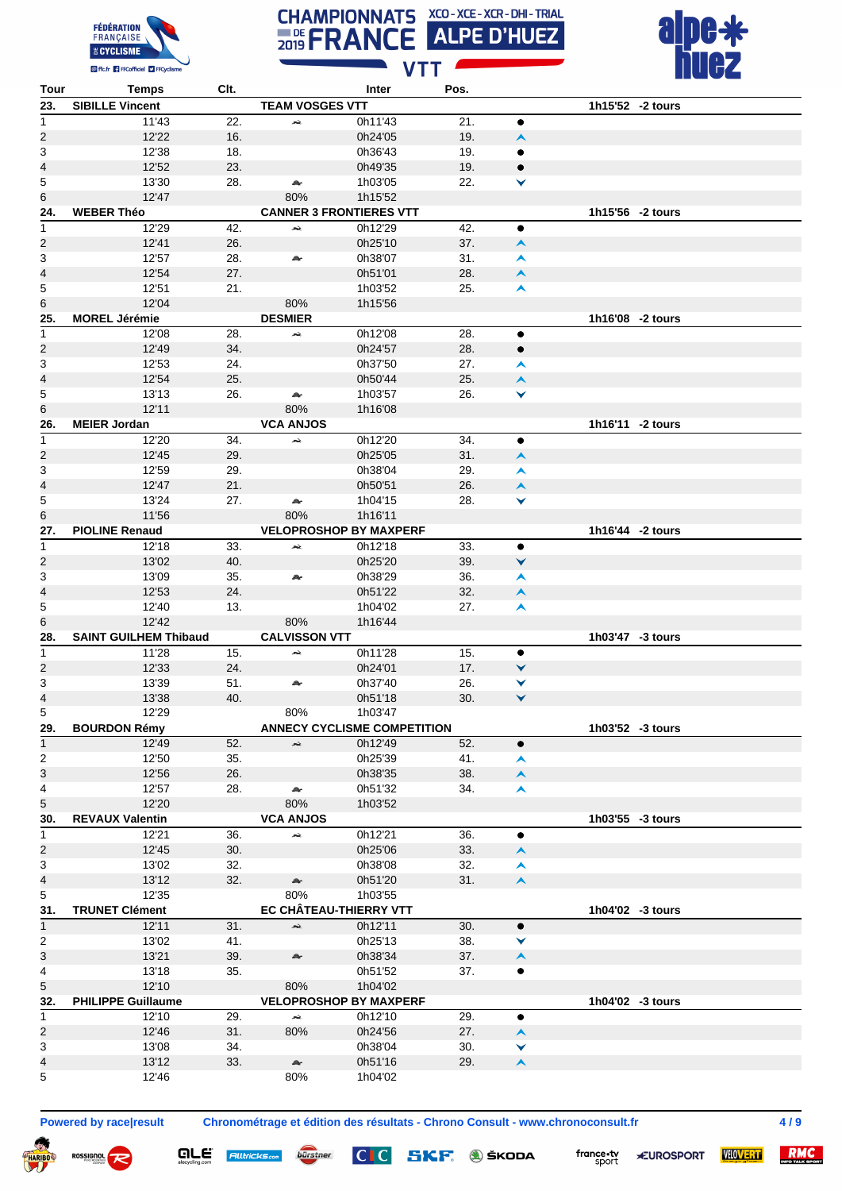# CHAMPIONNATS DE FRANCE 2019 VTT — XCO - XCE - XCR - DHI - TRIAL — ALPE D'HUEZ

| Tour | Temps | Clt. | | Inter | Pos. | | |
|---|---|---|---|---|---|---|---|
| **23.** | **SIBILLE Vincent** | | **TEAM VOSGES VTT** | | | | **1h15'52 -2 tours** |
| 1 | 11'43 | 22. | | 0h11'43 | 21. | ● | |
| 2 | 12'22 | 16. | | 0h24'05 | 19. | ▲ | |
| 3 | 12'38 | 18. | | 0h36'43 | 19. | ● | |
| 4 | 12'52 | 23. | | 0h49'35 | 19. | ● | |
| 5 | 13'30 | 28. | | 1h03'05 | 22. | ▼ | |
| 6 | 12'47 | | 80% | 1h15'52 | | | |
| **24.** | **WEBER Théo** | | **CANNER 3 FRONTIERES VTT** | | | | **1h15'56 -2 tours** |
| 1 | 12'29 | 42. | | 0h12'29 | 42. | ● | |
| 2 | 12'41 | 26. | | 0h25'10 | 37. | ▲ | |
| 3 | 12'57 | 28. | | 0h38'07 | 31. | ▲ | |
| 4 | 12'54 | 27. | | 0h51'01 | 28. | ▲ | |
| 5 | 12'51 | 21. | | 1h03'52 | 25. | ▲ | |
| 6 | 12'04 | | 80% | 1h15'56 | | | |
| **25.** | **MOREL Jérémie** | | **DESMIER** | | | | **1h16'08 -2 tours** |
| 1 | 12'08 | 28. | | 0h12'08 | 28. | ● | |
| 2 | 12'49 | 34. | | 0h24'57 | 28. | ● | |
| 3 | 12'53 | 24. | | 0h37'50 | 27. | ▲ | |
| 4 | 12'54 | 25. | | 0h50'44 | 25. | ▲ | |
| 5 | 13'13 | 26. | | 1h03'57 | 26. | ▼ | |
| 6 | 12'11 | | 80% | 1h16'08 | | | |
| **26.** | **MEIER Jordan** | | **VCA ANJOS** | | | | **1h16'11 -2 tours** |
| 1 | 12'20 | 34. | | 0h12'20 | 34. | ● | |
| 2 | 12'45 | 29. | | 0h25'05 | 31. | ▲ | |
| 3 | 12'59 | 29. | | 0h38'04 | 29. | ▲ | |
| 4 | 12'47 | 21. | | 0h50'51 | 26. | ▲ | |
| 5 | 13'24 | 27. | | 1h04'15 | 28. | ▼ | |
| 6 | 11'56 | | 80% | 1h16'11 | | | |
| **27.** | **PIOLINE Renaud** | | **VELOPROSHOP BY MAXPERF** | | | | **1h16'44 -2 tours** |
| 1 | 12'18 | 33. | | 0h12'18 | 33. | ● | |
| 2 | 13'02 | 40. | | 0h25'20 | 39. | ▼ | |
| 3 | 13'09 | 35. | | 0h38'29 | 36. | ▲ | |
| 4 | 12'53 | 24. | | 0h51'22 | 32. | ▲ | |
| 5 | 12'40 | 13. | | 1h04'02 | 27. | ▲ | |
| 6 | 12'42 | | 80% | 1h16'44 | | | |
| **28.** | **SAINT GUILHEM Thibaud** | | **CALVISSON VTT** | | | | **1h03'47 -3 tours** |
| 1 | 11'28 | 15. | | 0h11'28 | 15. | ● | |
| 2 | 12'33 | 24. | | 0h24'01 | 17. | ▼ | |
| 3 | 13'39 | 51. | | 0h37'40 | 26. | ▼ | |
| 4 | 13'38 | 40. | | 0h51'18 | 30. | ▼ | |
| 5 | 12'29 | | 80% | 1h03'47 | | | |
| **29.** | **BOURDON Rémy** | | **ANNECY CYCLISME COMPETITION** | | | | **1h03'52 -3 tours** |
| 1 | 12'49 | 52. | | 0h12'49 | 52. | ● | |
| 2 | 12'50 | 35. | | 0h25'39 | 41. | ▲ | |
| 3 | 12'56 | 26. | | 0h38'35 | 38. | ▲ | |
| 4 | 12'57 | 28. | | 0h51'32 | 34. | ▲ | |
| 5 | 12'20 | | 80% | 1h03'52 | | | |
| **30.** | **REVAUX Valentin** | | **VCA ANJOS** | | | | **1h03'55 -3 tours** |
| 1 | 12'21 | 36. | | 0h12'21 | 36. | ● | |
| 2 | 12'45 | 30. | | 0h25'06 | 33. | ▲ | |
| 3 | 13'02 | 32. | | 0h38'08 | 32. | ▲ | |
| 4 | 13'12 | 32. | | 0h51'20 | 31. | ▲ | |
| 5 | 12'35 | | 80% | 1h03'55 | | | |
| **31.** | **TRUNET Clément** | | **EC CHÂTEAU-THIERRY VTT** | | | | **1h04'02 -3 tours** |
| 1 | 12'11 | 31. | | 0h12'11 | 30. | ● | |
| 2 | 13'02 | 41. | | 0h25'13 | 38. | ▼ | |
| 3 | 13'21 | 39. | | 0h38'34 | 37. | ▲ | |
| 4 | 13'18 | 35. | | 0h51'52 | 37. | ● | |
| 5 | 12'10 | | 80% | 1h04'02 | | | |
| **32.** | **PHILIPPE Guillaume** | | **VELOPROSHOP BY MAXPERF** | | | | **1h04'02 -3 tours** |
| 1 | 12'10 | 29. | | 0h12'10 | 29. | ● | |
| 2 | 12'46 | 31. | 80% | 0h24'56 | 27. | ▲ | |
| 3 | 13'08 | 34. | | 0h38'04 | 30. | ▼ | |
| 4 | 13'12 | 33. | | 0h51'16 | 29. | ▲ | |
| 5 | 12'46 | | 80% | 1h04'02 | | | |

Powered by race|result — Chronométrage et édition des résultats - Chrono Consult - www.chronoconsult.fr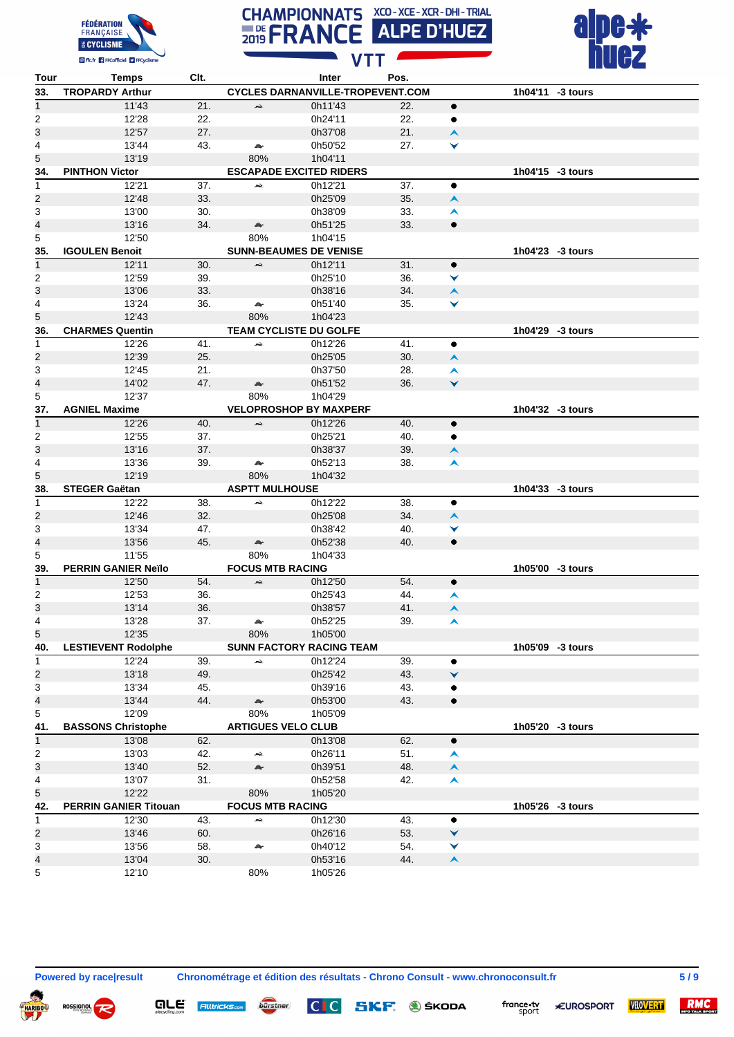| Tour | Temps | Clt. | | Inter | Pos. | | |
|---|---|---|---|---|---|---|---|
| **33.** | **TROPARDY Arthur** | | | **CYCLES DARNANVILLE-TROPEVENT.COM** | | | **1h04'11 -3 tours** |
| 1 | 11'43 | 21. | 🐇 | 0h11'43 | 22. | ● | |
| 2 | 12'28 | 22. | | 0h24'11 | 22. | ● | |
| 3 | 12'57 | 27. | | 0h37'08 | 21. | ▲ | |
| 4 | 13'44 | 43. | 🐢 | 0h50'52 | 27. | ▼ | |
| 5 | 13'19 | | 80% | 1h04'11 | | | |
| **34.** | **PINTHON Victor** | | | **ESCAPADE EXCITED RIDERS** | | | **1h04'15 -3 tours** |
| 1 | 12'21 | 37. | 🐇 | 0h12'21 | 37. | ● | |
| 2 | 12'48 | 33. | | 0h25'09 | 35. | ▲ | |
| 3 | 13'00 | 30. | | 0h38'09 | 33. | ▲ | |
| 4 | 13'16 | 34. | 🐢 | 0h51'25 | 33. | ● | |
| 5 | 12'50 | | 80% | 1h04'15 | | | |
| **35.** | **IGOULEN Benoit** | | | **SUNN-BEAUMES DE VENISE** | | | **1h04'23 -3 tours** |
| 1 | 12'11 | 30. | 🐇 | 0h12'11 | 31. | ● | |
| 2 | 12'59 | 39. | | 0h25'10 | 36. | ▼ | |
| 3 | 13'06 | 33. | | 0h38'16 | 34. | ▲ | |
| 4 | 13'24 | 36. | 🐢 | 0h51'40 | 35. | ▼ | |
| 5 | 12'43 | | 80% | 1h04'23 | | | |
| **36.** | **CHARMES Quentin** | | | **TEAM CYCLISTE DU GOLFE** | | | **1h04'29 -3 tours** |
| 1 | 12'26 | 41. | 🐇 | 0h12'26 | 41. | ● | |
| 2 | 12'39 | 25. | | 0h25'05 | 30. | ▲ | |
| 3 | 12'45 | 21. | | 0h37'50 | 28. | ▲ | |
| 4 | 14'02 | 47. | 🐢 | 0h51'52 | 36. | ▼ | |
| 5 | 12'37 | | 80% | 1h04'29 | | | |
| **37.** | **AGNIEL Maxime** | | | **VELOPROSHOP BY MAXPERF** | | | **1h04'32 -3 tours** |
| 1 | 12'26 | 40. | 🐇 | 0h12'26 | 40. | ● | |
| 2 | 12'55 | 37. | | 0h25'21 | 40. | ● | |
| 3 | 13'16 | 37. | | 0h38'37 | 39. | ▲ | |
| 4 | 13'36 | 39. | 🐢 | 0h52'13 | 38. | ▲ | |
| 5 | 12'19 | | 80% | 1h04'32 | | | |
| **38.** | **STEGER Gaëtan** | | | **ASPTT MULHOUSE** | | | **1h04'33 -3 tours** |
| 1 | 12'22 | 38. | 🐇 | 0h12'22 | 38. | ● | |
| 2 | 12'46 | 32. | | 0h25'08 | 34. | ▲ | |
| 3 | 13'34 | 47. | | 0h38'42 | 40. | ▼ | |
| 4 | 13'56 | 45. | 🐢 | 0h52'38 | 40. | ● | |
| 5 | 11'55 | | 80% | 1h04'33 | | | |
| **39.** | **PERRIN GANIER Neïlo** | | | **FOCUS MTB RACING** | | | **1h05'00 -3 tours** |
| 1 | 12'50 | 54. | 🐇 | 0h12'50 | 54. | ● | |
| 2 | 12'53 | 36. | | 0h25'43 | 44. | ▲ | |
| 3 | 13'14 | 36. | | 0h38'57 | 41. | ▲ | |
| 4 | 13'28 | 37. | 🐢 | 0h52'25 | 39. | ▲ | |
| 5 | 12'35 | | 80% | 1h05'00 | | | |
| **40.** | **LESTIEVENT Rodolphe** | | | **SUNN FACTORY RACING TEAM** | | | **1h05'09 -3 tours** |
| 1 | 12'24 | 39. | 🐇 | 0h12'24 | 39. | ● | |
| 2 | 13'18 | 49. | | 0h25'42 | 43. | ▼ | |
| 3 | 13'34 | 45. | | 0h39'16 | 43. | ● | |
| 4 | 13'44 | 44. | 🐢 | 0h53'00 | 43. | ● | |
| 5 | 12'09 | | 80% | 1h05'09 | | | |
| **41.** | **BASSONS Christophe** | | | **ARTIGUES VELO CLUB** | | | **1h05'20 -3 tours** |
| 1 | 13'08 | 62. | | 0h13'08 | 62. | ● | |
| 2 | 13'03 | 42. | 🐇 | 0h26'11 | 51. | ▲ | |
| 3 | 13'40 | 52. | 🐢 | 0h39'51 | 48. | ▲ | |
| 4 | 13'07 | 31. | | 0h52'58 | 42. | ▲ | |
| 5 | 12'22 | | 80% | 1h05'20 | | | |
| **42.** | **PERRIN GANIER Titouan** | | | **FOCUS MTB RACING** | | | **1h05'26 -3 tours** |
| 1 | 12'30 | 43. | 🐇 | 0h12'30 | 43. | ● | |
| 2 | 13'46 | 60. | | 0h26'16 | 53. | ▼ | |
| 3 | 13'56 | 58. | 🐢 | 0h40'12 | 54. | ▼ | |
| 4 | 13'04 | 30. | | 0h53'16 | 44. | ▲ | |
| 5 | 12'10 | | 80% | 1h05'26 | | | |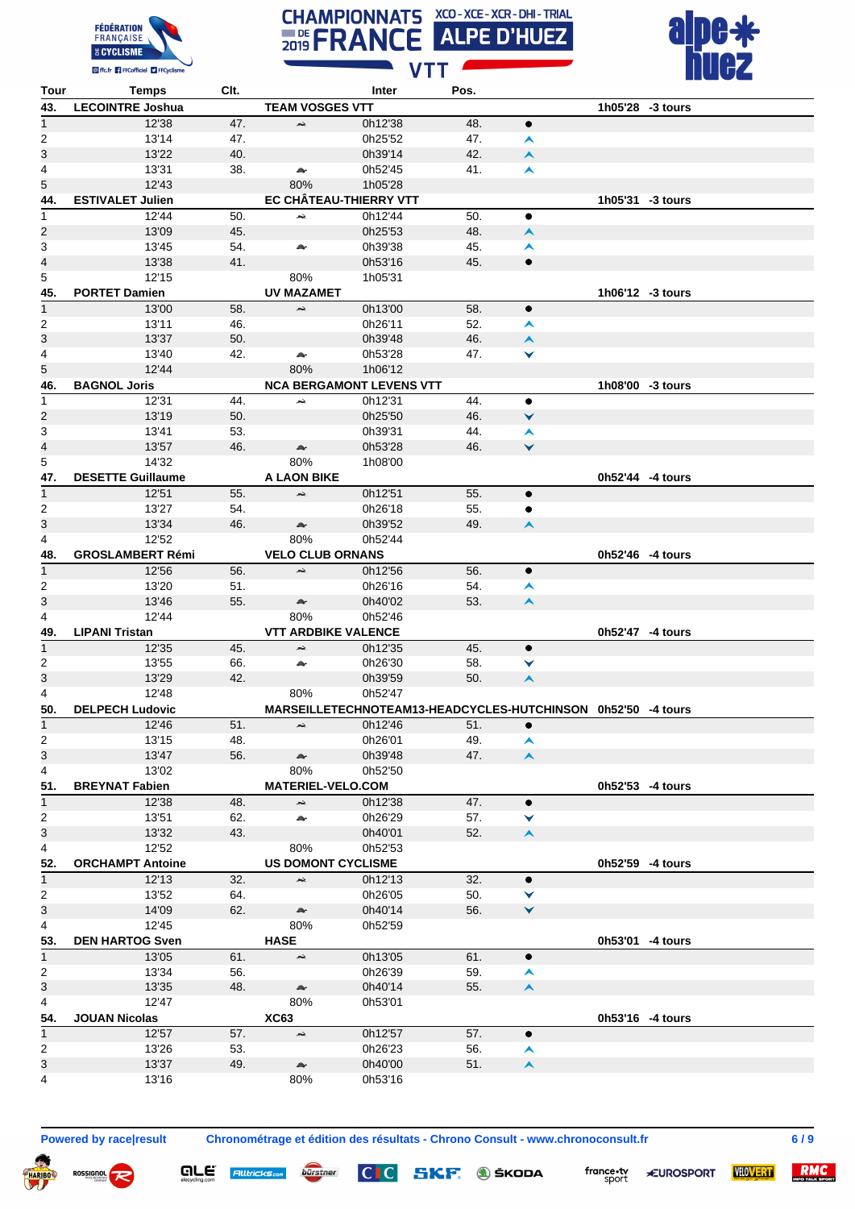| Tour | Temps | Clt. | | Inter | Pos. | | |
|---|---|---|---|---|---|---|---|
| **43.** | **LECOINTRE Joshua** | | **TEAM VOSGES VTT** | | | | **1h05'28 -3 tours** |
| 1 | 12'38 | 47. | | 0h12'38 | 48. | ● | |
| 2 | 13'14 | 47. | | 0h25'52 | 47. | ⌃ | |
| 3 | 13'22 | 40. | | 0h39'14 | 42. | ⌃ | |
| 4 | 13'31 | 38. | | 0h52'45 | 41. | ⌃ | |
| 5 | 12'43 | | 80% | 1h05'28 | | | |
| **44.** | **ESTIVALET Julien** | | **EC CHÂTEAU-THIERRY VTT** | | | | **1h05'31 -3 tours** |
| 1 | 12'44 | 50. | | 0h12'44 | 50. | ● | |
| 2 | 13'09 | 45. | | 0h25'53 | 48. | ⌃ | |
| 3 | 13'45 | 54. | | 0h39'38 | 45. | ⌃ | |
| 4 | 13'38 | 41. | | 0h53'16 | 45. | ● | |
| 5 | 12'15 | | 80% | 1h05'31 | | | |
| **45.** | **PORTET Damien** | | **UV MAZAMET** | | | | **1h06'12 -3 tours** |
| 1 | 13'00 | 58. | | 0h13'00 | 58. | ● | |
| 2 | 13'11 | 46. | | 0h26'11 | 52. | ⌃ | |
| 3 | 13'37 | 50. | | 0h39'48 | 46. | ⌃ | |
| 4 | 13'40 | 42. | | 0h53'28 | 47. | ⌄ | |
| 5 | 12'44 | | 80% | 1h06'12 | | | |
| **46.** | **BAGNOL Joris** | | **NCA BERGAMONT LEVENS VTT** | | | | **1h08'00 -3 tours** |
| 1 | 12'31 | 44. | | 0h12'31 | 44. | ● | |
| 2 | 13'19 | 50. | | 0h25'50 | 46. | ⌄ | |
| 3 | 13'41 | 53. | | 0h39'31 | 44. | ⌃ | |
| 4 | 13'57 | 46. | | 0h53'28 | 46. | ⌄ | |
| 5 | 14'32 | | 80% | 1h08'00 | | | |
| **47.** | **DESETTE Guillaume** | | **A LAON BIKE** | | | | **0h52'44 -4 tours** |
| 1 | 12'51 | 55. | | 0h12'51 | 55. | ● | |
| 2 | 13'27 | 54. | | 0h26'18 | 55. | ● | |
| 3 | 13'34 | 46. | | 0h39'52 | 49. | ⌃ | |
| 4 | 12'52 | | 80% | 0h52'44 | | | |
| **48.** | **GROSLAMBERT Rémi** | | **VELO CLUB ORNANS** | | | | **0h52'46 -4 tours** |
| 1 | 12'56 | 56. | | 0h12'56 | 56. | ● | |
| 2 | 13'20 | 51. | | 0h26'16 | 54. | ⌃ | |
| 3 | 13'46 | 55. | | 0h40'02 | 53. | ⌃ | |
| 4 | 12'44 | | 80% | 0h52'46 | | | |
| **49.** | **LIPANI Tristan** | | **VTT ARDBIKE VALENCE** | | | | **0h52'47 -4 tours** |
| 1 | 12'35 | 45. | | 0h12'35 | 45. | ● | |
| 2 | 13'55 | 66. | | 0h26'30 | 58. | ⌄ | |
| 3 | 13'29 | 42. | | 0h39'59 | 50. | ⌃ | |
| 4 | 12'48 | | 80% | 0h52'47 | | | |
| **50.** | **DELPECH Ludovic** | | **MARSEILLETECHNOTEAM13-HEADCYCLES-HUTCHINSON** | | | | **0h52'50 -4 tours** |
| 1 | 12'46 | 51. | | 0h12'46 | 51. | ● | |
| 2 | 13'15 | 48. | | 0h26'01 | 49. | ⌃ | |
| 3 | 13'47 | 56. | | 0h39'48 | 47. | ⌃ | |
| 4 | 13'02 | | 80% | 0h52'50 | | | |
| **51.** | **BREYNAT Fabien** | | **MATERIEL-VELO.COM** | | | | **0h52'53 -4 tours** |
| 1 | 12'38 | 48. | | 0h12'38 | 47. | ● | |
| 2 | 13'51 | 62. | | 0h26'29 | 57. | ⌄ | |
| 3 | 13'32 | 43. | | 0h40'01 | 52. | ⌃ | |
| 4 | 12'52 | | 80% | 0h52'53 | | | |
| **52.** | **ORCHAMPT Antoine** | | **US DOMONT CYCLISME** | | | | **0h52'59 -4 tours** |
| 1 | 12'13 | 32. | | 0h12'13 | 32. | ● | |
| 2 | 13'52 | 64. | | 0h26'05 | 50. | ⌄ | |
| 3 | 14'09 | 62. | | 0h40'14 | 56. | ⌄ | |
| 4 | 12'45 | | 80% | 0h52'59 | | | |
| **53.** | **DEN HARTOG Sven** | | **HASE** | | | | **0h53'01 -4 tours** |
| 1 | 13'05 | 61. | | 0h13'05 | 61. | ● | |
| 2 | 13'34 | 56. | | 0h26'39 | 59. | ⌃ | |
| 3 | 13'35 | 48. | | 0h40'14 | 55. | ⌃ | |
| 4 | 12'47 | | 80% | 0h53'01 | | | |
| **54.** | **JOUAN Nicolas** | | **XC63** | | | | **0h53'16 -4 tours** |
| 1 | 12'57 | 57. | | 0h12'57 | 57. | ● | |
| 2 | 13'26 | 53. | | 0h26'23 | 56. | ⌃ | |
| 3 | 13'37 | 49. | | 0h40'00 | 51. | ⌃ | |
| 4 | 13'16 | | 80% | 0h53'16 | | | |

Powered by race|result — Chronométrage et édition des résultats - Chrono Consult - www.chronoconsult.fr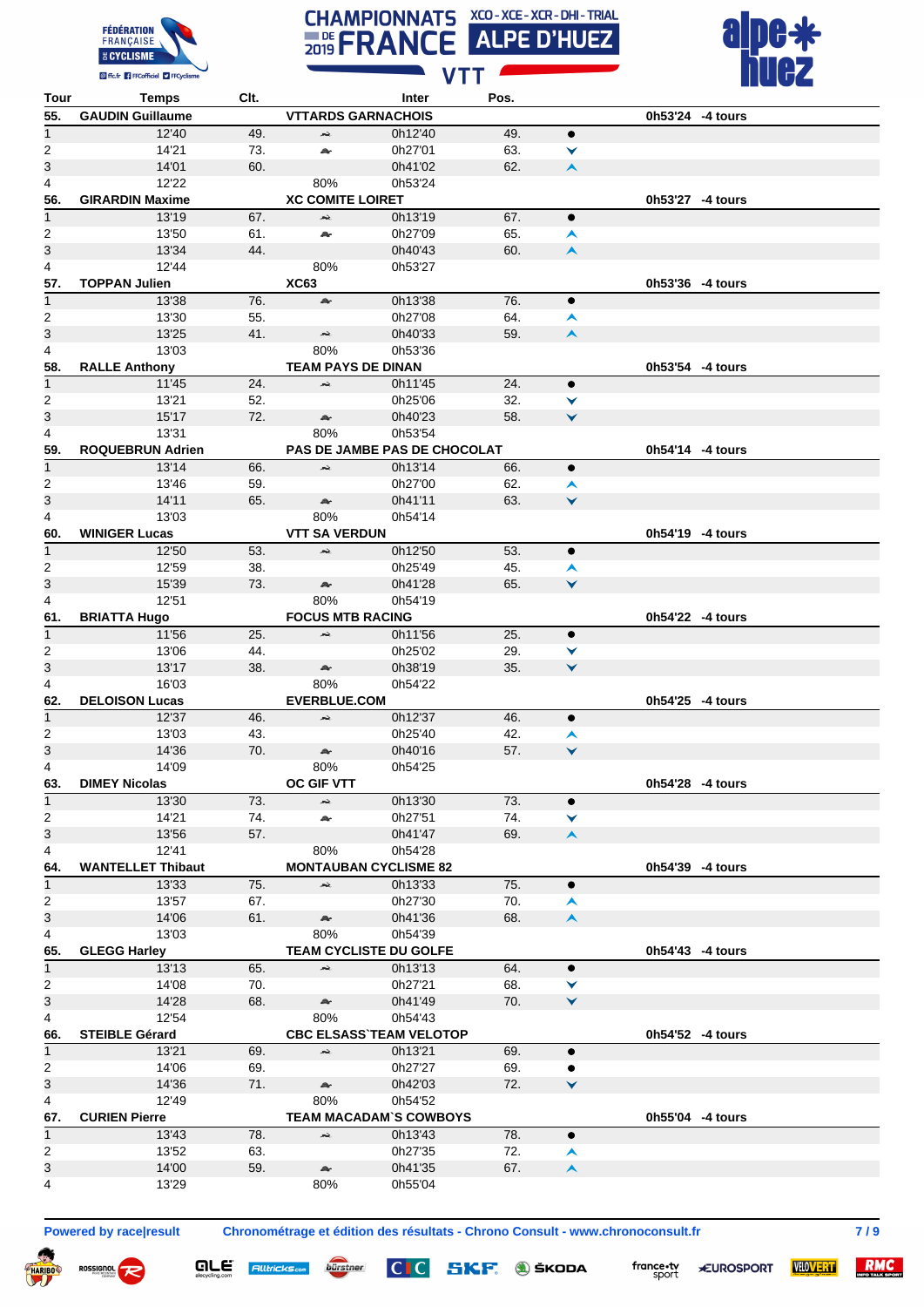# CHAMPIONNATS DE FRANCE 2019 — XCO - XCE - XCR - DHI - TRIAL — ALPE D'HUEZ — VTT

| Tour | Temps | Clt. | | Inter | Pos. | | |
|---|---|---|---|---|---|---|---|
| **55.** | **GAUDIN Guillaume** | | **VTTARDS GARNACHOIS** | | | | **0h53'24 -4 tours** |
| 1 | 12'40 | 49. | | 0h12'40 | 49. | ● | |
| 2 | 14'21 | 73. | | 0h27'01 | 63. | ⌄ | |
| 3 | 14'01 | 60. | | 0h41'02 | 62. | ⌃ | |
| 4 | 12'22 | | 80% | 0h53'24 | | | |
| **56.** | **GIRARDIN Maxime** | | **XC COMITE LOIRET** | | | | **0h53'27 -4 tours** |
| 1 | 13'19 | 67. | | 0h13'19 | 67. | ● | |
| 2 | 13'50 | 61. | | 0h27'09 | 65. | ⌃ | |
| 3 | 13'34 | 44. | | 0h40'43 | 60. | ⌃ | |
| 4 | 12'44 | | 80% | 0h53'27 | | | |
| **57.** | **TOPPAN Julien** | | **XC63** | | | | **0h53'36 -4 tours** |
| 1 | 13'38 | 76. | | 0h13'38 | 76. | ● | |
| 2 | 13'30 | 55. | | 0h27'08 | 64. | ⌃ | |
| 3 | 13'25 | 41. | | 0h40'33 | 59. | ⌃ | |
| 4 | 13'03 | | 80% | 0h53'36 | | | |
| **58.** | **RALLE Anthony** | | **TEAM PAYS DE DINAN** | | | | **0h53'54 -4 tours** |
| 1 | 11'45 | 24. | | 0h11'45 | 24. | ● | |
| 2 | 13'21 | 52. | | 0h25'06 | 32. | ⌄ | |
| 3 | 15'17 | 72. | | 0h40'23 | 58. | ⌄ | |
| 4 | 13'31 | | 80% | 0h53'54 | | | |
| **59.** | **ROQUEBRUN Adrien** | | **PAS DE JAMBE PAS DE CHOCOLAT** | | | | **0h54'14 -4 tours** |
| 1 | 13'14 | 66. | | 0h13'14 | 66. | ● | |
| 2 | 13'46 | 59. | | 0h27'00 | 62. | ⌃ | |
| 3 | 14'11 | 65. | | 0h41'11 | 63. | ⌄ | |
| 4 | 13'03 | | 80% | 0h54'14 | | | |
| **60.** | **WINIGER Lucas** | | **VTT SA VERDUN** | | | | **0h54'19 -4 tours** |
| 1 | 12'50 | 53. | | 0h12'50 | 53. | ● | |
| 2 | 12'59 | 38. | | 0h25'49 | 45. | ⌃ | |
| 3 | 15'39 | 73. | | 0h41'28 | 65. | ⌄ | |
| 4 | 12'51 | | 80% | 0h54'19 | | | |
| **61.** | **BRIATTA Hugo** | | **FOCUS MTB RACING** | | | | **0h54'22 -4 tours** |
| 1 | 11'56 | 25. | | 0h11'56 | 25. | ● | |
| 2 | 13'06 | 44. | | 0h25'02 | 29. | ⌄ | |
| 3 | 13'17 | 38. | | 0h38'19 | 35. | ⌄ | |
| 4 | 16'03 | | 80% | 0h54'22 | | | |
| **62.** | **DELOISON Lucas** | | **EVERBLUE.COM** | | | | **0h54'25 -4 tours** |
| 1 | 12'37 | 46. | | 0h12'37 | 46. | ● | |
| 2 | 13'03 | 43. | | 0h25'40 | 42. | ⌃ | |
| 3 | 14'36 | 70. | | 0h40'16 | 57. | ⌄ | |
| 4 | 14'09 | | 80% | 0h54'25 | | | |
| **63.** | **DIMEY Nicolas** | | **OC GIF VTT** | | | | **0h54'28 -4 tours** |
| 1 | 13'30 | 73. | | 0h13'30 | 73. | ● | |
| 2 | 14'21 | 74. | | 0h27'51 | 74. | ⌄ | |
| 3 | 13'56 | 57. | | 0h41'47 | 69. | ⌃ | |
| 4 | 12'41 | | 80% | 0h54'28 | | | |
| **64.** | **WANTELLET Thibaut** | | **MONTAUBAN CYCLISME 82** | | | | **0h54'39 -4 tours** |
| 1 | 13'33 | 75. | | 0h13'33 | 75. | ● | |
| 2 | 13'57 | 67. | | 0h27'30 | 70. | ⌃ | |
| 3 | 14'06 | 61. | | 0h41'36 | 68. | ⌃ | |
| 4 | 13'03 | | 80% | 0h54'39 | | | |
| **65.** | **GLEGG Harley** | | **TEAM CYCLISTE DU GOLFE** | | | | **0h54'43 -4 tours** |
| 1 | 13'13 | 65. | | 0h13'13 | 64. | ● | |
| 2 | 14'08 | 70. | | 0h27'21 | 68. | ⌄ | |
| 3 | 14'28 | 68. | | 0h41'49 | 70. | ⌄ | |
| 4 | 12'54 | | 80% | 0h54'43 | | | |
| **66.** | **STEIBLE Gérard** | | **CBC ELSASS`TEAM VELOTOP** | | | | **0h54'52 -4 tours** |
| 1 | 13'21 | 69. | | 0h13'21 | 69. | ● | |
| 2 | 14'06 | 69. | | 0h27'27 | 69. | ● | |
| 3 | 14'36 | 71. | | 0h42'03 | 72. | ⌄ | |
| 4 | 12'49 | | 80% | 0h54'52 | | | |
| **67.** | **CURIEN Pierre** | | **TEAM MACADAM`S COWBOYS** | | | | **0h55'04 -4 tours** |
| 1 | 13'43 | 78. | | 0h13'43 | 78. | ● | |
| 2 | 13'52 | 63. | | 0h27'35 | 72. | ⌃ | |
| 3 | 14'00 | 59. | | 0h41'35 | 67. | ⌃ | |
| 4 | 13'29 | | 80% | 0h55'04 | | | |

**Powered by race|result** **Chronométrage et édition des résultats - Chrono Consult - www.chronoconsult.fr**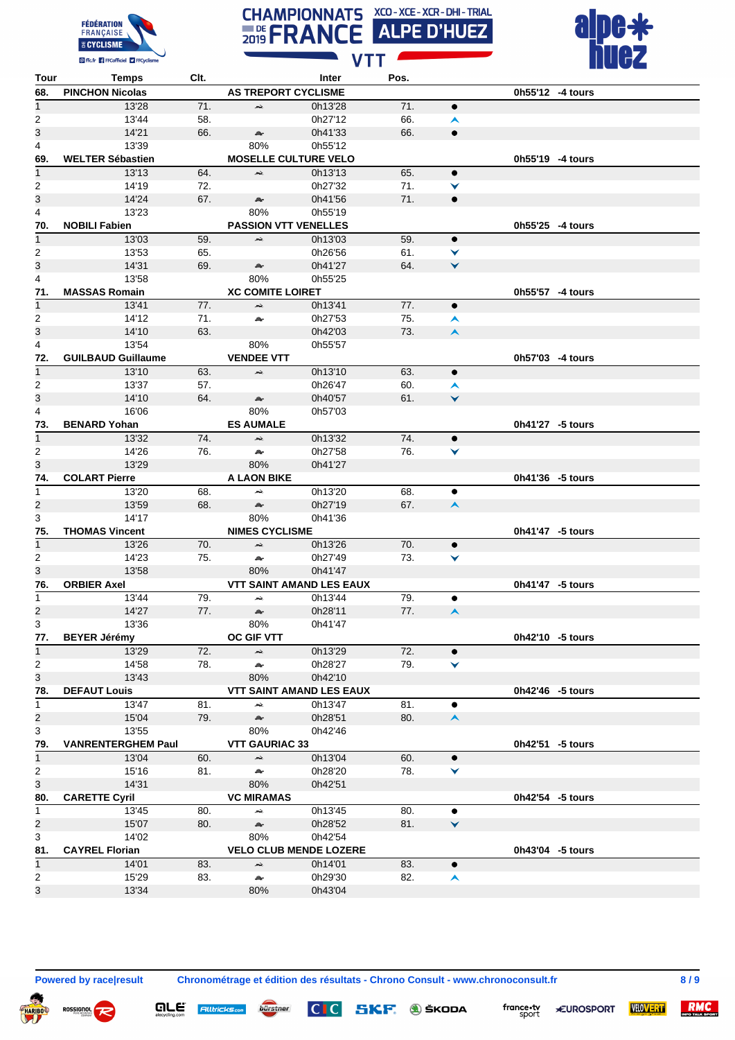# CHAMPIONNATS DE FRANCE 2019 VTT – XCO - XCE - XCR - DHI - TRIAL – ALPE D'HUEZ

| Tour | Temps | Clt. | | Inter | Pos. | | |
|---|---|---|---|---|---|---|---|
| **68.** | **PINCHON Nicolas** | | **AS TREPORT CYCLISME** | | | | **0h55'12 -4 tours** |
| 1 | 13'28 | 71. | | 0h13'28 | 71. | ● | |
| 2 | 13'44 | 58. | | 0h27'12 | 66. | ^ | |
| 3 | 14'21 | 66. | | 0h41'33 | 66. | ● | |
| 4 | 13'39 | | 80% | 0h55'12 | | | |
| **69.** | **WELTER Sébastien** | | **MOSELLE CULTURE VELO** | | | | **0h55'19 -4 tours** |
| 1 | 13'13 | 64. | | 0h13'13 | 65. | ● | |
| 2 | 14'19 | 72. | | 0h27'32 | 71. | v | |
| 3 | 14'24 | 67. | | 0h41'56 | 71. | ● | |
| 4 | 13'23 | | 80% | 0h55'19 | | | |
| **70.** | **NOBILI Fabien** | | **PASSION VTT VENELLES** | | | | **0h55'25 -4 tours** |
| 1 | 13'03 | 59. | | 0h13'03 | 59. | ● | |
| 2 | 13'53 | 65. | | 0h26'56 | 61. | v | |
| 3 | 14'31 | 69. | | 0h41'27 | 64. | v | |
| 4 | 13'58 | | 80% | 0h55'25 | | | |
| **71.** | **MASSAS Romain** | | **XC COMITE LOIRET** | | | | **0h55'57 -4 tours** |
| 1 | 13'41 | 77. | | 0h13'41 | 77. | ● | |
| 2 | 14'12 | 71. | | 0h27'53 | 75. | ^ | |
| 3 | 14'10 | 63. | | 0h42'03 | 73. | ^ | |
| 4 | 13'54 | | 80% | 0h55'57 | | | |
| **72.** | **GUILBAUD Guillaume** | | **VENDEE VTT** | | | | **0h57'03 -4 tours** |
| 1 | 13'10 | 63. | | 0h13'10 | 63. | ● | |
| 2 | 13'37 | 57. | | 0h26'47 | 60. | ^ | |
| 3 | 14'10 | 64. | | 0h40'57 | 61. | v | |
| 4 | 16'06 | | 80% | 0h57'03 | | | |
| **73.** | **BENARD Yohan** | | **ES AUMALE** | | | | **0h41'27 -5 tours** |
| 1 | 13'32 | 74. | | 0h13'32 | 74. | ● | |
| 2 | 14'26 | 76. | | 0h27'58 | 76. | v | |
| 3 | 13'29 | | 80% | 0h41'27 | | | |
| **74.** | **COLART Pierre** | | **A LAON BIKE** | | | | **0h41'36 -5 tours** |
| 1 | 13'20 | 68. | | 0h13'20 | 68. | ● | |
| 2 | 13'59 | 68. | | 0h27'19 | 67. | ^ | |
| 3 | 14'17 | | 80% | 0h41'36 | | | |
| **75.** | **THOMAS Vincent** | | **NIMES CYCLISME** | | | | **0h41'47 -5 tours** |
| 1 | 13'26 | 70. | | 0h13'26 | 70. | ● | |
| 2 | 14'23 | 75. | | 0h27'49 | 73. | v | |
| 3 | 13'58 | | 80% | 0h41'47 | | | |
| **76.** | **ORBIER Axel** | | **VTT SAINT AMAND LES EAUX** | | | | **0h41'47 -5 tours** |
| 1 | 13'44 | 79. | | 0h13'44 | 79. | ● | |
| 2 | 14'27 | 77. | | 0h28'11 | 77. | ^ | |
| 3 | 13'36 | | 80% | 0h41'47 | | | |
| **77.** | **BEYER Jérémy** | | **OC GIF VTT** | | | | **0h42'10 -5 tours** |
| 1 | 13'29 | 72. | | 0h13'29 | 72. | ● | |
| 2 | 14'58 | 78. | | 0h28'27 | 79. | v | |
| 3 | 13'43 | | 80% | 0h42'10 | | | |
| **78.** | **DEFAUT Louis** | | **VTT SAINT AMAND LES EAUX** | | | | **0h42'46 -5 tours** |
| 1 | 13'47 | 81. | | 0h13'47 | 81. | ● | |
| 2 | 15'04 | 79. | | 0h28'51 | 80. | ^ | |
| 3 | 13'55 | | 80% | 0h42'46 | | | |
| **79.** | **VANRENTERGHEM Paul** | | **VTT GAURIAC 33** | | | | **0h42'51 -5 tours** |
| 1 | 13'04 | 60. | | 0h13'04 | 60. | ● | |
| 2 | 15'16 | 81. | | 0h28'20 | 78. | v | |
| 3 | 14'31 | | 80% | 0h42'51 | | | |
| **80.** | **CARETTE Cyril** | | **VC MIRAMAS** | | | | **0h42'54 -5 tours** |
| 1 | 13'45 | 80. | | 0h13'45 | 80. | ● | |
| 2 | 15'07 | 80. | | 0h28'52 | 81. | v | |
| 3 | 14'02 | | 80% | 0h42'54 | | | |
| **81.** | **CAYREL Florian** | | **VELO CLUB MENDE LOZERE** | | | | **0h43'04 -5 tours** |
| 1 | 14'01 | 83. | | 0h14'01 | 83. | ● | |
| 2 | 15'29 | 83. | | 0h29'30 | 82. | ^ | |
| 3 | 13'34 | | 80% | 0h43'04 | | | |

**Powered by race|result** — **Chronométrage et édition des résultats - Chrono Consult - www.chronoconsult.fr**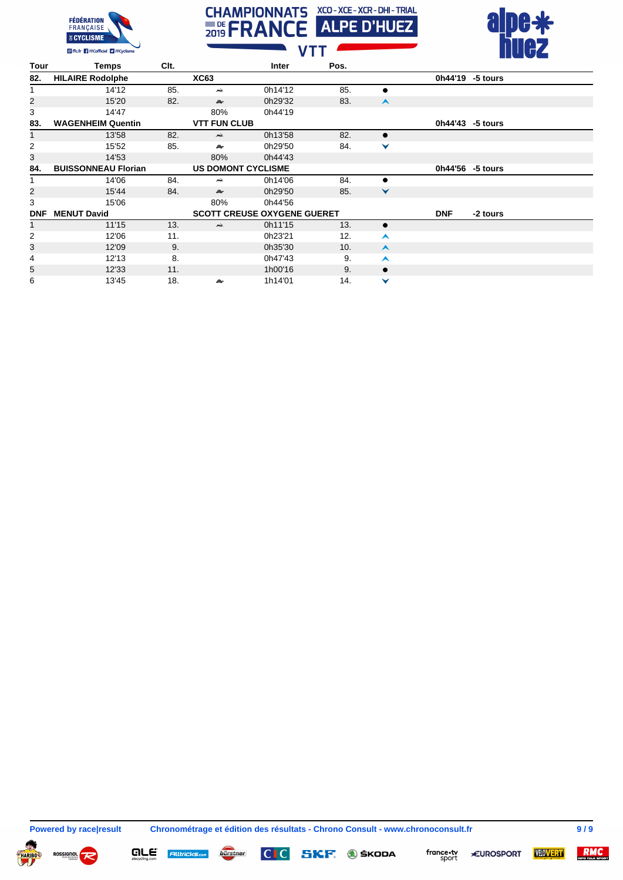CHAMPIONNATS DE FRANCE 2019 — XCO - XCE - XCR - DHI - TRIAL — ALPE D'HUEZ — VTT

| Tour | Temps | Clt. | | Inter | Pos. | | | |
|---|---|---|---|---|---|---|---|---|
| **82.** | **HILAIRE Rodolphe** | | **XC63** | | | | **0h44'19** | **-5 tours** |
| 1 | 14'12 | 85. | | 0h14'12 | 85. | ● | | |
| 2 | 15'20 | 82. | | 0h29'32 | 83. | ⋀ | | |
| 3 | 14'47 | | 80% | 0h44'19 | | | | |
| **83.** | **WAGENHEIM Quentin** | | **VTT FUN CLUB** | | | | **0h44'43** | **-5 tours** |
| 1 | 13'58 | 82. | | 0h13'58 | 82. | ● | | |
| 2 | 15'52 | 85. | | 0h29'50 | 84. | ⋁ | | |
| 3 | 14'53 | | 80% | 0h44'43 | | | | |
| **84.** | **BUISSONNEAU Florian** | | **US DOMONT CYCLISME** | | | | **0h44'56** | **-5 tours** |
| 1 | 14'06 | 84. | | 0h14'06 | 84. | ● | | |
| 2 | 15'44 | 84. | | 0h29'50 | 85. | ⋁ | | |
| 3 | 15'06 | | 80% | 0h44'56 | | | | |
| **DNF** | **MENUT David** | | **SCOTT CREUSE OXYGENE GUERET** | | | | **DNF** | **-2 tours** |
| 1 | 11'15 | 13. | | 0h11'15 | 13. | ● | | |
| 2 | 12'06 | 11. | | 0h23'21 | 12. | ⋀ | | |
| 3 | 12'09 | 9. | | 0h35'30 | 10. | ⋀ | | |
| 4 | 12'13 | 8. | | 0h47'43 | 9. | ⋀ | | |
| 5 | 12'33 | 11. | | 1h00'16 | 9. | ● | | |
| 6 | 13'45 | 18. | | 1h14'01 | 14. | ⋁ | | |

Powered by race|result — Chronométrage et édition des résultats - Chrono Consult - www.chronoconsult.fr